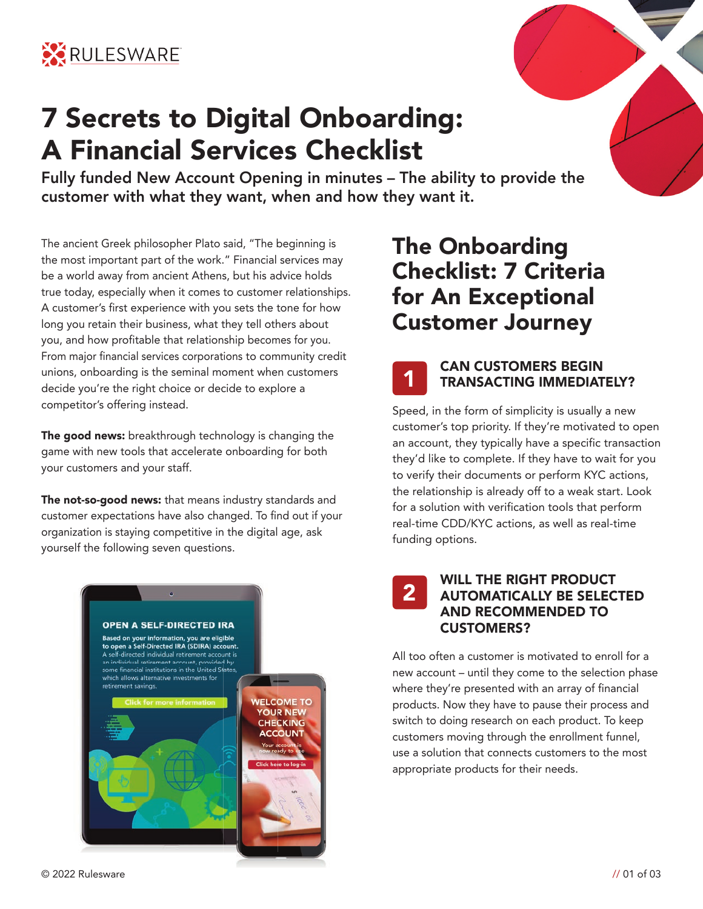RULESWARE

# 7 Secrets to Digital Onboarding: A Financial Services Checklist

**Fully funded New Account Opening in minutes – The ability to provide the customer with what they want, when and how they want it.**

The ancient Greek philosopher Plato said, "The beginning is the most important part of the work." Financial services may be a world away from ancient Athens, but his advice holds true today, especially when it comes to customer relationships. A customer's first experience with you sets the tone for how long you retain their business, what they tell others about you, and how profitable that relationship becomes for you. From major financial services corporations to community credit unions, onboarding is the seminal moment when customers decide you're the right choice or decide to explore a competitor's offering instead.

**The good news:** breakthrough technology is changing the game with new tools that accelerate onboarding for both your customers and your staff.

**The not-so-good news:** that means industry standards and customer expectations have also changed. To find out if your organization is staying competitive in the digital age, ask yourself the following seven questions.

## The Onboarding Checklist: 7 Criteria for An Exceptional Customer Journey

### 1 CAN CUSTOMERS BEGIN TRANSACTING IMMEDIATELY?

Speed, in the form of simplicity is usually a new customer's top priority. If they're motivated to open an account, they typically have a specific transaction they'd like to complete. If they have to wait for you to verify their documents or perform KYC actions, the relationship is already off to a weak start. Look for a solution with verification tools that perform real-time CDD/KYC actions, as well as real-time funding options.

### 2 WILL THE RIGHT PRODUCT AUTOMATICALLY BE SELECTED AND RECOMMENDED TO CUSTOMERS?

All too often a customer is motivated to enroll for a new account – until they come to the selection phase where they're presented with an array of financial products. Now they have to pause their process and switch to doing research on each product. To keep customers moving through the enrollment funnel, use a solution that connects customers to the most appropriate products for their needs.

© 2022 Rulesware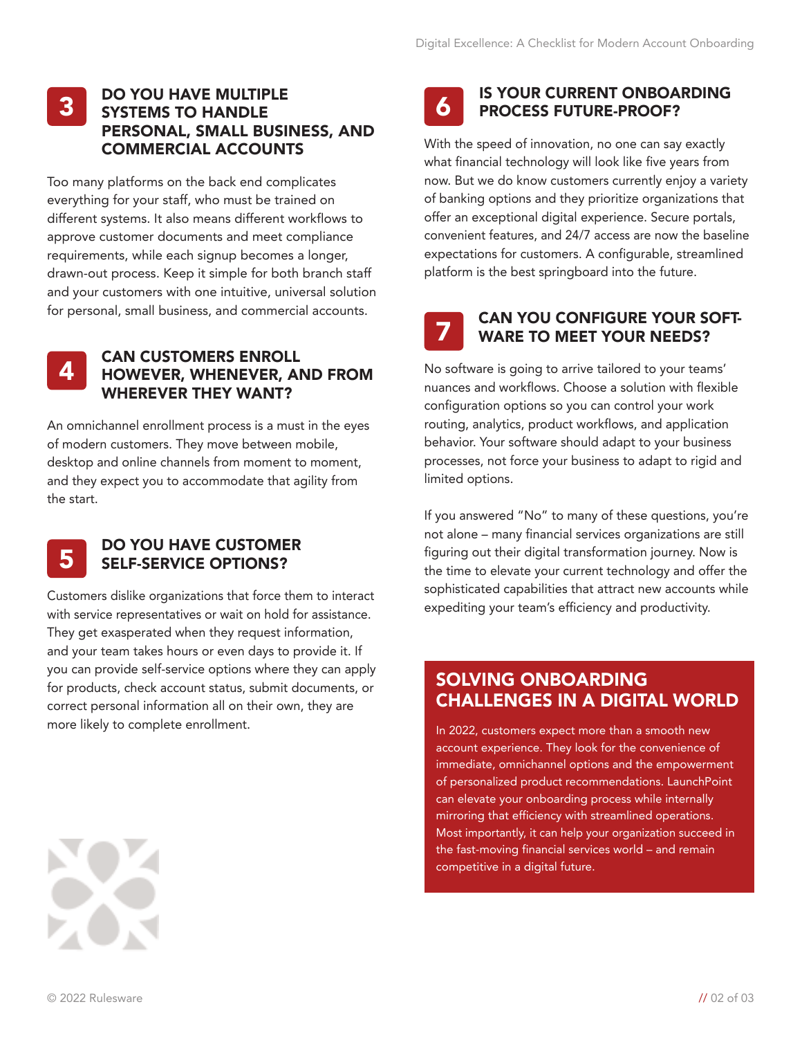## 3 DO YOU HAVE MULTIPLE SYSTEMS TO HANDLE PERSONAL, SMALL BUSINESS, AND COMMERCIAL ACCOUNTS

Too many platforms on the back end complicates everything for your staff, who must be trained on different systems. It also means different workflows to approve customer documents and meet compliance requirements, while each signup becomes a longer, drawn-out process. Keep it simple for both branch staff and your customers with one intuitive, universal solution for personal, small business, and commercial accounts.

## 4 CAN CUSTOMERS ENROLL HOWEVER, WHENEVER, AND FROM WHEREVER THEY WANT?

An omnichannel enrollment process is a must in the eyes of modern customers. They move between mobile, desktop and online channels from moment to moment, and they expect you to accommodate that agility from the start.

## 5 DO YOU HAVE CUSTOMER SELF-SERVICE OPTIONS?

Customers dislike organizations that force them to interact with service representatives or wait on hold for assistance. They get exasperated when they request information, and your team takes hours or even days to provide it. If you can provide self-service options where they can apply for products, check account status, submit documents, or correct personal information all on their own, they are more likely to complete enrollment.

## 6 IS YOUR CURRENT ONBOARDING PROCESS FUTURE-PROOF?

With the speed of innovation, no one can say exactly what financial technology will look like five years from now. But we do know customers currently enjoy a variety of banking options and they prioritize organizations that offer an exceptional digital experience. Secure portals, convenient features, and 24/7 access are now the baseline expectations for customers. A configurable, streamlined platform is the best springboard into the future.

## 7 CAN YOU CONFIGURE YOUR SOFTWARE TO MEET YOUR NEEDS?

No software is going to arrive tailored to your teams' nuances and workflows. Choose a solution with flexible configuration options so you can control your work routing, analytics, product workflows, and application behavior. Your software should adapt to your business processes, not force your business to adapt to rigid and limited options.

If you answered "No" to many of these questions, you're not alone – many financial services organizations are still figuring out their digital transformation journey. Now is the time to elevate your current technology and offer the sophisticated capabilities that attract new accounts while expediting your team's efficiency and productivity.

## SOLVING ONBOARDING CHALLENGES IN A DIGITAL WORLD

In 2022, customers expect more than a smooth new account experience. They look for the convenience of immediate, omnichannel options and the empowerment of personalized product recommendations. LaunchPoint can elevate your onboarding process while internally mirroring that efficiency with streamlined operations. Most importantly, it can help your organization succeed in the fast-moving financial services world – and remain competitive in a digital future.

© 2022 Rulesware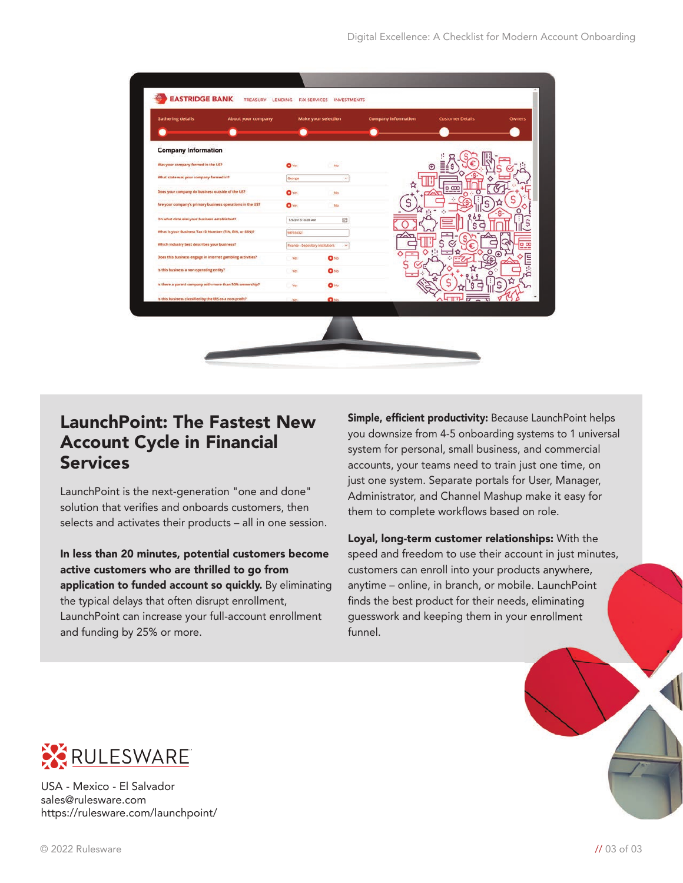## LaunchPoint: The Fastest New Account Cycle in Financial Services

LaunchPoint is the next-generation "one and done" solution that verifies and onboards customers, then selects and activates their products – all in one session.

**In less than 20 minutes, potential customers become active customers who are thrilled to go from application to funded account so quickly.** By eliminating the typical delays that often disrupt enrollment, LaunchPoint can increase your full-account enrollment and funding by 25% or more.

**Simple, efficient productivity:** Because LaunchPoint helps you downsize from 4-5 onboarding systems to 1 universal system for personal, small business, and commercial accounts, your teams need to train just one time, on just one system. Separate portals for User, Manager, Administrator, and Channel Mashup make it easy for them to complete workflows based on role.

**Loyal, long-term customer relationships:** With the speed and freedom to use their account in just minutes, customers can enroll into your products anywhere, anytime – online, in branch, or mobile. LaunchPoint finds the best product for their needs, eliminating guesswork and keeping them in your enrollment funnel.

RULESWARE

USA - Mexico - El Salvador
sales@rulesware.com
https://rulesware.com/launchpoint/

© 2022 Rulesware